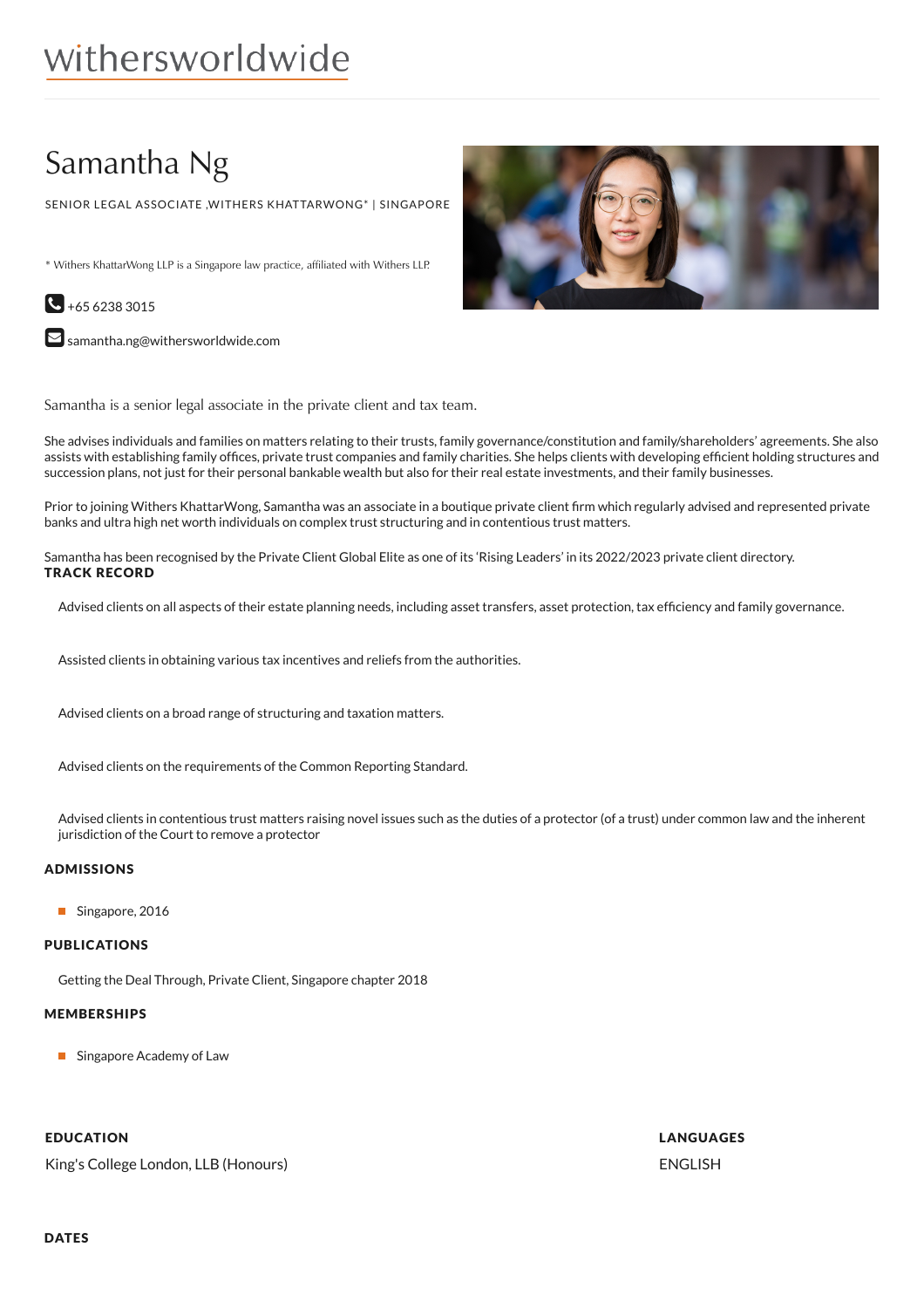withersworldwide

# Samantha Ng

SENIOR LEGAL ASSOCIATE ,WITHERS KHATTARWONG* | SINGAPORE

* Withers KhattarWong LLP is a Singapore law practice, affiliated with Withers LLP.

+65 6238 3015

samantha.ng@withersworldwide.com

Samantha is a senior legal associate in the private client and tax team.

She advises individuals and families on matters relating to their trusts, family governance/constitution and family/shareholders' agreements. She also assists with establishing family offices, private trust companies and family charities. She helps clients with developing efficient holding structures and succession plans, not just for their personal bankable wealth but also for their real estate investments, and their family businesses.

Prior to joining Withers KhattarWong, Samantha was an associate in a boutique private client firm which regularly advised and represented private banks and ultra high net worth individuals on complex trust structuring and in contentious trust matters.

Samantha has been recognised by the Private Client Global Elite as one of its 'Rising Leaders' in its 2022/2023 private client directory.

## TRACK RECORD

Advised clients on all aspects of their estate planning needs, including asset transfers, asset protection, tax efficiency and family governance.

Assisted clients in obtaining various tax incentives and reliefs from the authorities.

Advised clients on a broad range of structuring and taxation matters.

Advised clients on the requirements of the Common Reporting Standard.

Advised clients in contentious trust matters raising novel issues such as the duties of a protector (of a trust) under common law and the inherent jurisdiction of the Court to remove a protector

## ADMISSIONS

- Singapore, 2016

## PUBLICATIONS

Getting the Deal Through, Private Client, Singapore chapter 2018

## MEMBERSHIPS

- Singapore Academy of Law

## EDUCATION

King's College London, LLB (Honours)

## LANGUAGES

ENGLISH

## DATES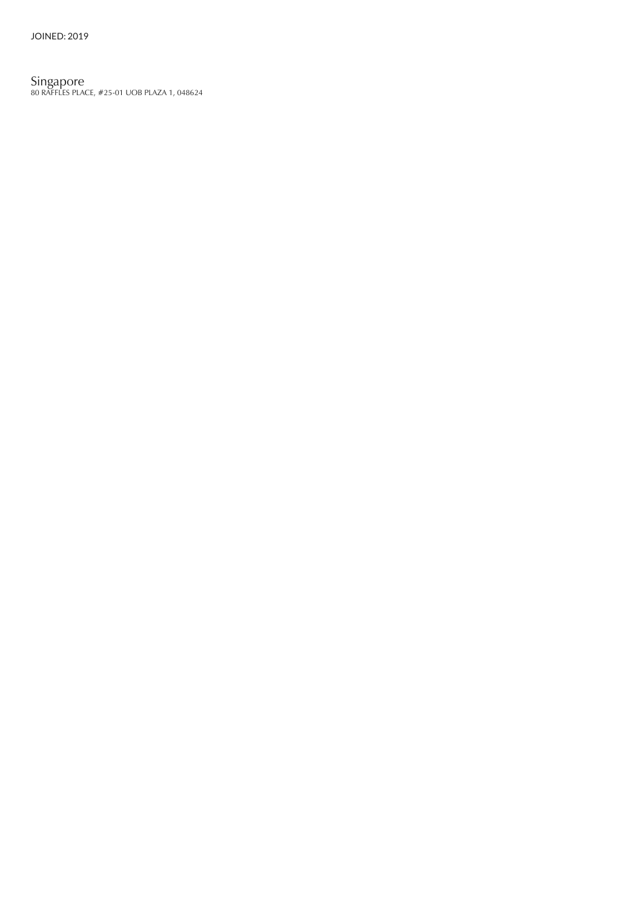JOINED: 2019

Singapore
80 RAFFLES PLACE, #25-01 UOB PLAZA 1, 048624